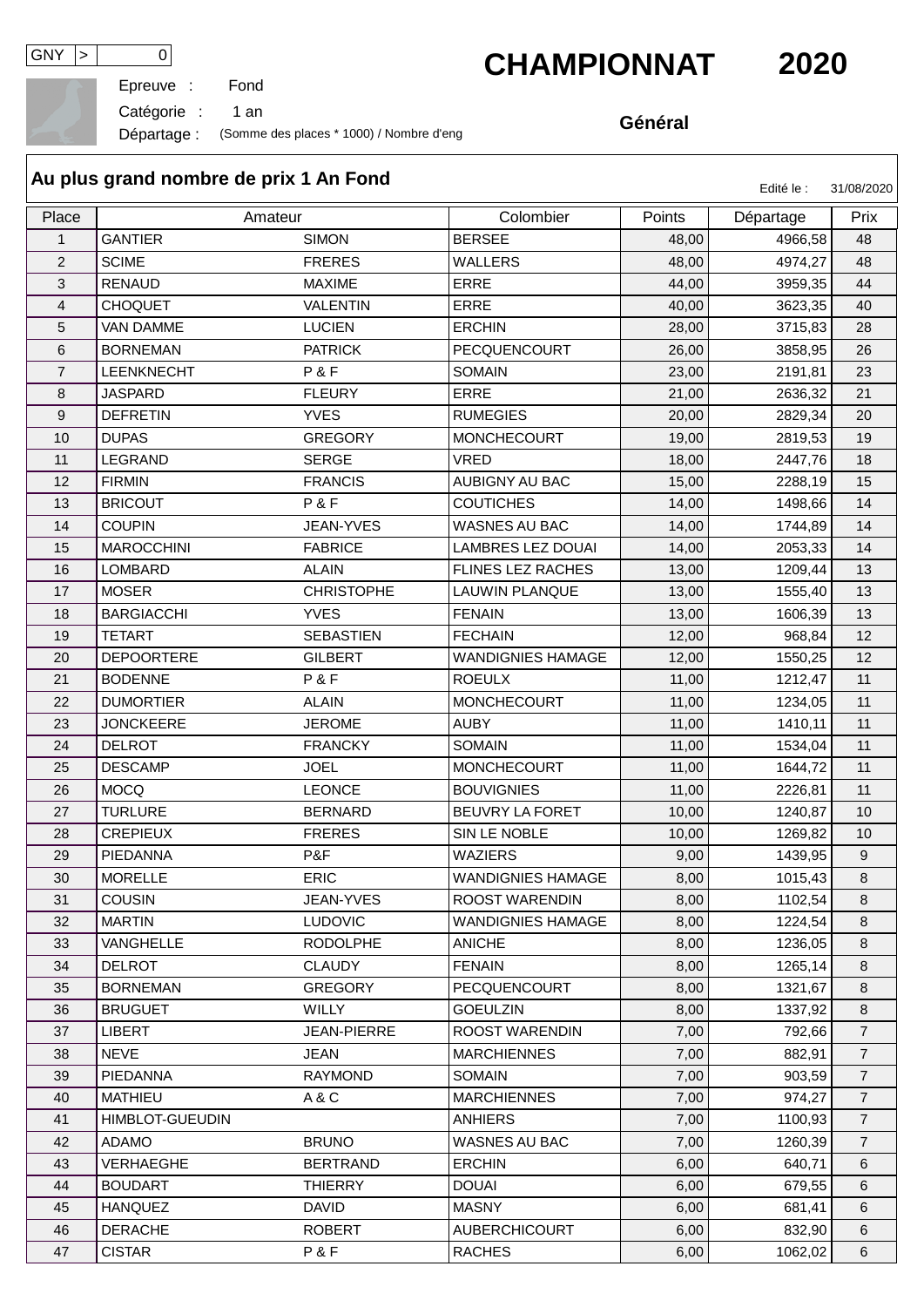GNY > 0

# CHAMPIONNAT 2020

Epreuve : Fond

Catégorie : 1 an

Départage : (Somme des places * 1000) / Nombre d'eng

**Général**

## Au plus grand nombre de prix 1 An Fond

Edité le : 31/08/2020

| Place | Amateur | | Colombier | Points | Départage | Prix |
|---|---|---|---|---|---|---|
| 1 | GANTIER | SIMON | BERSEE | 48,00 | 4966,58 | 48 |
| 2 | SCIME | FRERES | WALLERS | 48,00 | 4974,27 | 48 |
| 3 | RENAUD | MAXIME | ERRE | 44,00 | 3959,35 | 44 |
| 4 | CHOQUET | VALENTIN | ERRE | 40,00 | 3623,35 | 40 |
| 5 | VAN DAMME | LUCIEN | ERCHIN | 28,00 | 3715,83 | 28 |
| 6 | BORNEMAN | PATRICK | PECQUENCOURT | 26,00 | 3858,95 | 26 |
| 7 | LEENKNECHT | P & F | SOMAIN | 23,00 | 2191,81 | 23 |
| 8 | JASPARD | FLEURY | ERRE | 21,00 | 2636,32 | 21 |
| 9 | DEFRETIN | YVES | RUMEGIES | 20,00 | 2829,34 | 20 |
| 10 | DUPAS | GREGORY | MONCHECOURT | 19,00 | 2819,53 | 19 |
| 11 | LEGRAND | SERGE | VRED | 18,00 | 2447,76 | 18 |
| 12 | FIRMIN | FRANCIS | AUBIGNY AU BAC | 15,00 | 2288,19 | 15 |
| 13 | BRICOUT | P & F | COUTICHES | 14,00 | 1498,66 | 14 |
| 14 | COUPIN | JEAN-YVES | WASNES AU BAC | 14,00 | 1744,89 | 14 |
| 15 | MAROCCHINI | FABRICE | LAMBRES LEZ DOUAI | 14,00 | 2053,33 | 14 |
| 16 | LOMBARD | ALAIN | FLINES LEZ RACHES | 13,00 | 1209,44 | 13 |
| 17 | MOSER | CHRISTOPHE | LAUWIN PLANQUE | 13,00 | 1555,40 | 13 |
| 18 | BARGIACCHI | YVES | FENAIN | 13,00 | 1606,39 | 13 |
| 19 | TETART | SEBASTIEN | FECHAIN | 12,00 | 968,84 | 12 |
| 20 | DEPOORTERE | GILBERT | WANDIGNIES HAMAGE | 12,00 | 1550,25 | 12 |
| 21 | BODENNE | P & F | ROEULX | 11,00 | 1212,47 | 11 |
| 22 | DUMORTIER | ALAIN | MONCHECOURT | 11,00 | 1234,05 | 11 |
| 23 | JONCKEERE | JEROME | AUBY | 11,00 | 1410,11 | 11 |
| 24 | DELROT | FRANCKY | SOMAIN | 11,00 | 1534,04 | 11 |
| 25 | DESCAMP | JOEL | MONCHECOURT | 11,00 | 1644,72 | 11 |
| 26 | MOCQ | LEONCE | BOUVIGNIES | 11,00 | 2226,81 | 11 |
| 27 | TURLURE | BERNARD | BEUVRY LA FORET | 10,00 | 1240,87 | 10 |
| 28 | CREPIEUX | FRERES | SIN LE NOBLE | 10,00 | 1269,82 | 10 |
| 29 | PIEDANNA | P&F | WAZIERS | 9,00 | 1439,95 | 9 |
| 30 | MORELLE | ERIC | WANDIGNIES HAMAGE | 8,00 | 1015,43 | 8 |
| 31 | COUSIN | JEAN-YVES | ROOST WARENDIN | 8,00 | 1102,54 | 8 |
| 32 | MARTIN | LUDOVIC | WANDIGNIES HAMAGE | 8,00 | 1224,54 | 8 |
| 33 | VANGHELLE | RODOLPHE | ANICHE | 8,00 | 1236,05 | 8 |
| 34 | DELROT | CLAUDY | FENAIN | 8,00 | 1265,14 | 8 |
| 35 | BORNEMAN | GREGORY | PECQUENCOURT | 8,00 | 1321,67 | 8 |
| 36 | BRUGUET | WILLY | GOEULZIN | 8,00 | 1337,92 | 8 |
| 37 | LIBERT | JEAN-PIERRE | ROOST WARENDIN | 7,00 | 792,66 | 7 |
| 38 | NEVE | JEAN | MARCHIENNES | 7,00 | 882,91 | 7 |
| 39 | PIEDANNA | RAYMOND | SOMAIN | 7,00 | 903,59 | 7 |
| 40 | MATHIEU | A & C | MARCHIENNES | 7,00 | 974,27 | 7 |
| 41 | HIMBLOT-GUEUDIN | | ANHIERS | 7,00 | 1100,93 | 7 |
| 42 | ADAMO | BRUNO | WASNES AU BAC | 7,00 | 1260,39 | 7 |
| 43 | VERHAEGHE | BERTRAND | ERCHIN | 6,00 | 640,71 | 6 |
| 44 | BOUDART | THIERRY | DOUAI | 6,00 | 679,55 | 6 |
| 45 | HANQUEZ | DAVID | MASNY | 6,00 | 681,41 | 6 |
| 46 | DERACHE | ROBERT | AUBERCHICOURT | 6,00 | 832,90 | 6 |
| 47 | CISTAR | P & F | RACHES | 6,00 | 1062,02 | 6 |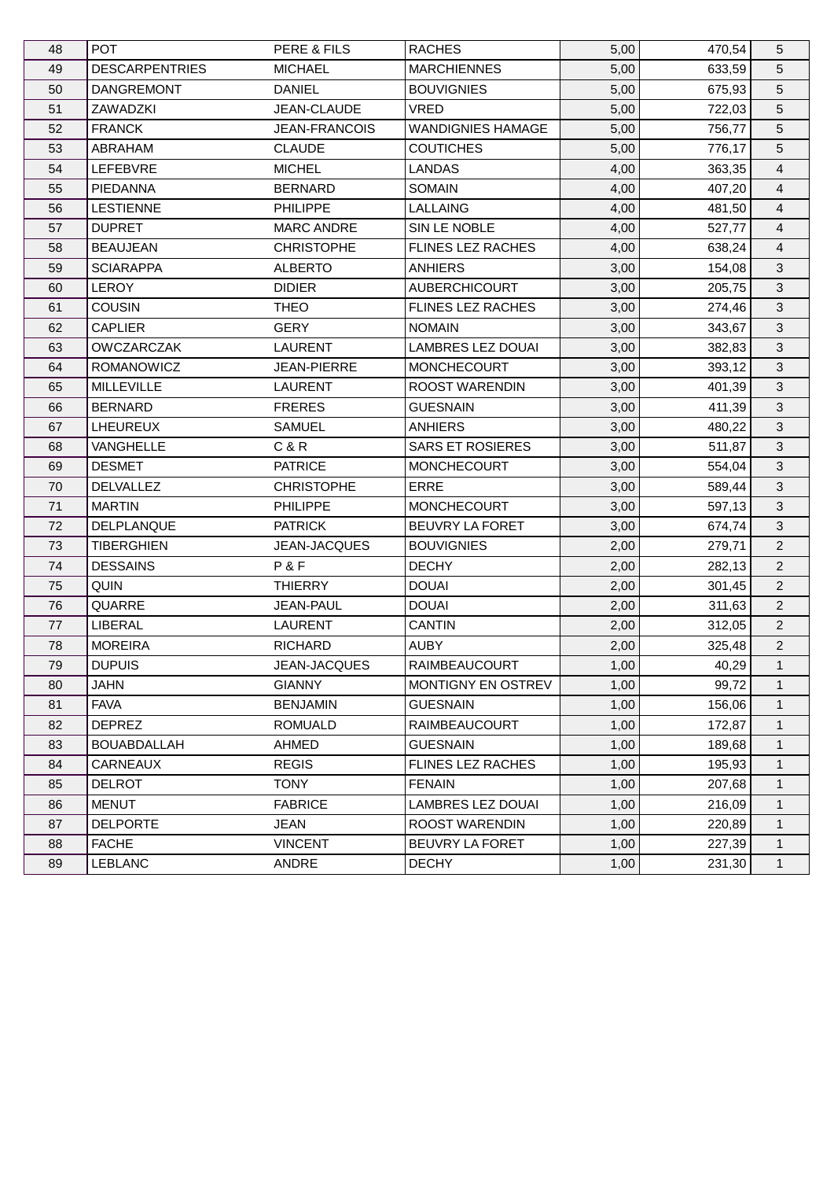| | | | | | | |
|---|---|---|---|---|---|---|
| 48 | POT | PERE & FILS | RACHES | 5,00 | 470,54 | 5 |
| 49 | DESCARPENTRIES | MICHAEL | MARCHIENNES | 5,00 | 633,59 | 5 |
| 50 | DANGREMONT | DANIEL | BOUVIGNIES | 5,00 | 675,93 | 5 |
| 51 | ZAWADZKI | JEAN-CLAUDE | VRED | 5,00 | 722,03 | 5 |
| 52 | FRANCK | JEAN-FRANCOIS | WANDIGNIES HAMAGE | 5,00 | 756,77 | 5 |
| 53 | ABRAHAM | CLAUDE | COUTICHES | 5,00 | 776,17 | 5 |
| 54 | LEFEBVRE | MICHEL | LANDAS | 4,00 | 363,35 | 4 |
| 55 | PIEDANNA | BERNARD | SOMAIN | 4,00 | 407,20 | 4 |
| 56 | LESTIENNE | PHILIPPE | LALLAING | 4,00 | 481,50 | 4 |
| 57 | DUPRET | MARC ANDRE | SIN LE NOBLE | 4,00 | 527,77 | 4 |
| 58 | BEAUJEAN | CHRISTOPHE | FLINES LEZ RACHES | 4,00 | 638,24 | 4 |
| 59 | SCIARAPPA | ALBERTO | ANHIERS | 3,00 | 154,08 | 3 |
| 60 | LEROY | DIDIER | AUBERCHICOURT | 3,00 | 205,75 | 3 |
| 61 | COUSIN | THEO | FLINES LEZ RACHES | 3,00 | 274,46 | 3 |
| 62 | CAPLIER | GERY | NOMAIN | 3,00 | 343,67 | 3 |
| 63 | OWCZARCZAK | LAURENT | LAMBRES LEZ DOUAI | 3,00 | 382,83 | 3 |
| 64 | ROMANOWICZ | JEAN-PIERRE | MONCHECOURT | 3,00 | 393,12 | 3 |
| 65 | MILLEVILLE | LAURENT | ROOST WARENDIN | 3,00 | 401,39 | 3 |
| 66 | BERNARD | FRERES | GUESNAIN | 3,00 | 411,39 | 3 |
| 67 | LHEUREUX | SAMUEL | ANHIERS | 3,00 | 480,22 | 3 |
| 68 | VANGHELLE | C & R | SARS ET ROSIERES | 3,00 | 511,87 | 3 |
| 69 | DESMET | PATRICE | MONCHECOURT | 3,00 | 554,04 | 3 |
| 70 | DELVALLEZ | CHRISTOPHE | ERRE | 3,00 | 589,44 | 3 |
| 71 | MARTIN | PHILIPPE | MONCHECOURT | 3,00 | 597,13 | 3 |
| 72 | DELPLANQUE | PATRICK | BEUVRY LA FORET | 3,00 | 674,74 | 3 |
| 73 | TIBERGHIEN | JEAN-JACQUES | BOUVIGNIES | 2,00 | 279,71 | 2 |
| 74 | DESSAINS | P & F | DECHY | 2,00 | 282,13 | 2 |
| 75 | QUIN | THIERRY | DOUAI | 2,00 | 301,45 | 2 |
| 76 | QUARRE | JEAN-PAUL | DOUAI | 2,00 | 311,63 | 2 |
| 77 | LIBERAL | LAURENT | CANTIN | 2,00 | 312,05 | 2 |
| 78 | MOREIRA | RICHARD | AUBY | 2,00 | 325,48 | 2 |
| 79 | DUPUIS | JEAN-JACQUES | RAIMBEAUCOURT | 1,00 | 40,29 | 1 |
| 80 | JAHN | GIANNY | MONTIGNY EN OSTREV | 1,00 | 99,72 | 1 |
| 81 | FAVA | BENJAMIN | GUESNAIN | 1,00 | 156,06 | 1 |
| 82 | DEPREZ | ROMUALD | RAIMBEAUCOURT | 1,00 | 172,87 | 1 |
| 83 | BOUABDALLAH | AHMED | GUESNAIN | 1,00 | 189,68 | 1 |
| 84 | CARNEAUX | REGIS | FLINES LEZ RACHES | 1,00 | 195,93 | 1 |
| 85 | DELROT | TONY | FENAIN | 1,00 | 207,68 | 1 |
| 86 | MENUT | FABRICE | LAMBRES LEZ DOUAI | 1,00 | 216,09 | 1 |
| 87 | DELPORTE | JEAN | ROOST WARENDIN | 1,00 | 220,89 | 1 |
| 88 | FACHE | VINCENT | BEUVRY LA FORET | 1,00 | 227,39 | 1 |
| 89 | LEBLANC | ANDRE | DECHY | 1,00 | 231,30 | 1 |